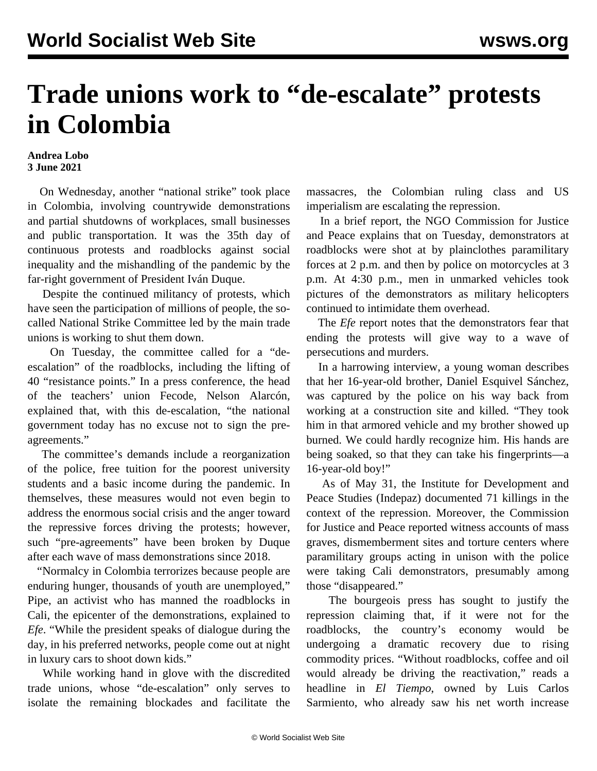# Trade unions work to "de-escalate" protests in Colombia

**Andrea Lobo**
**3 June 2021**

On Wednesday, another "national strike" took place in Colombia, involving countrywide demonstrations and partial shutdowns of workplaces, small businesses and public transportation. It was the 35th day of continuous protests and roadblocks against social inequality and the mishandling of the pandemic by the far-right government of President Iván Duque.

Despite the continued militancy of protests, which have seen the participation of millions of people, the so-called National Strike Committee led by the main trade unions is working to shut them down.

On Tuesday, the committee called for a "de-escalation" of the roadblocks, including the lifting of 40 "resistance points." In a press conference, the head of the teachers' union Fecode, Nelson Alarcón, explained that, with this de-escalation, "the national government today has no excuse not to sign the pre-agreements."

The committee's demands include a reorganization of the police, free tuition for the poorest university students and a basic income during the pandemic. In themselves, these measures would not even begin to address the enormous social crisis and the anger toward the repressive forces driving the protests; however, such "pre-agreements" have been broken by Duque after each wave of mass demonstrations since 2018.

"Normalcy in Colombia terrorizes because people are enduring hunger, thousands of youth are unemployed," Pipe, an activist who has manned the roadblocks in Cali, the epicenter of the demonstrations, explained to *Efe*. "While the president speaks of dialogue during the day, in his preferred networks, people come out at night in luxury cars to shoot down kids."

While working hand in glove with the discredited trade unions, whose "de-escalation" only serves to isolate the remaining blockades and facilitate the massacres, the Colombian ruling class and US imperialism are escalating the repression.

In a brief report, the NGO Commission for Justice and Peace explains that on Tuesday, demonstrators at roadblocks were shot at by plainclothes paramilitary forces at 2 p.m. and then by police on motorcycles at 3 p.m. At 4:30 p.m., men in unmarked vehicles took pictures of the demonstrators as military helicopters continued to intimidate them overhead.

The *Efe* report notes that the demonstrators fear that ending the protests will give way to a wave of persecutions and murders.

In a harrowing interview, a young woman describes that her 16-year-old brother, Daniel Esquivel Sánchez, was captured by the police on his way back from working at a construction site and killed. "They took him in that armored vehicle and my brother showed up burned. We could hardly recognize him. His hands are being soaked, so that they can take his fingerprints—a 16-year-old boy!"

As of May 31, the Institute for Development and Peace Studies (Indepaz) documented 71 killings in the context of the repression. Moreover, the Commission for Justice and Peace reported witness accounts of mass graves, dismemberment sites and torture centers where paramilitary groups acting in unison with the police were taking Cali demonstrators, presumably among those "disappeared."

The bourgeois press has sought to justify the repression claiming that, if it were not for the roadblocks, the country's economy would be undergoing a dramatic recovery due to rising commodity prices. "Without roadblocks, coffee and oil would already be driving the reactivation," reads a headline in *El Tiempo*, owned by Luis Carlos Sarmiento, who already saw his net worth increase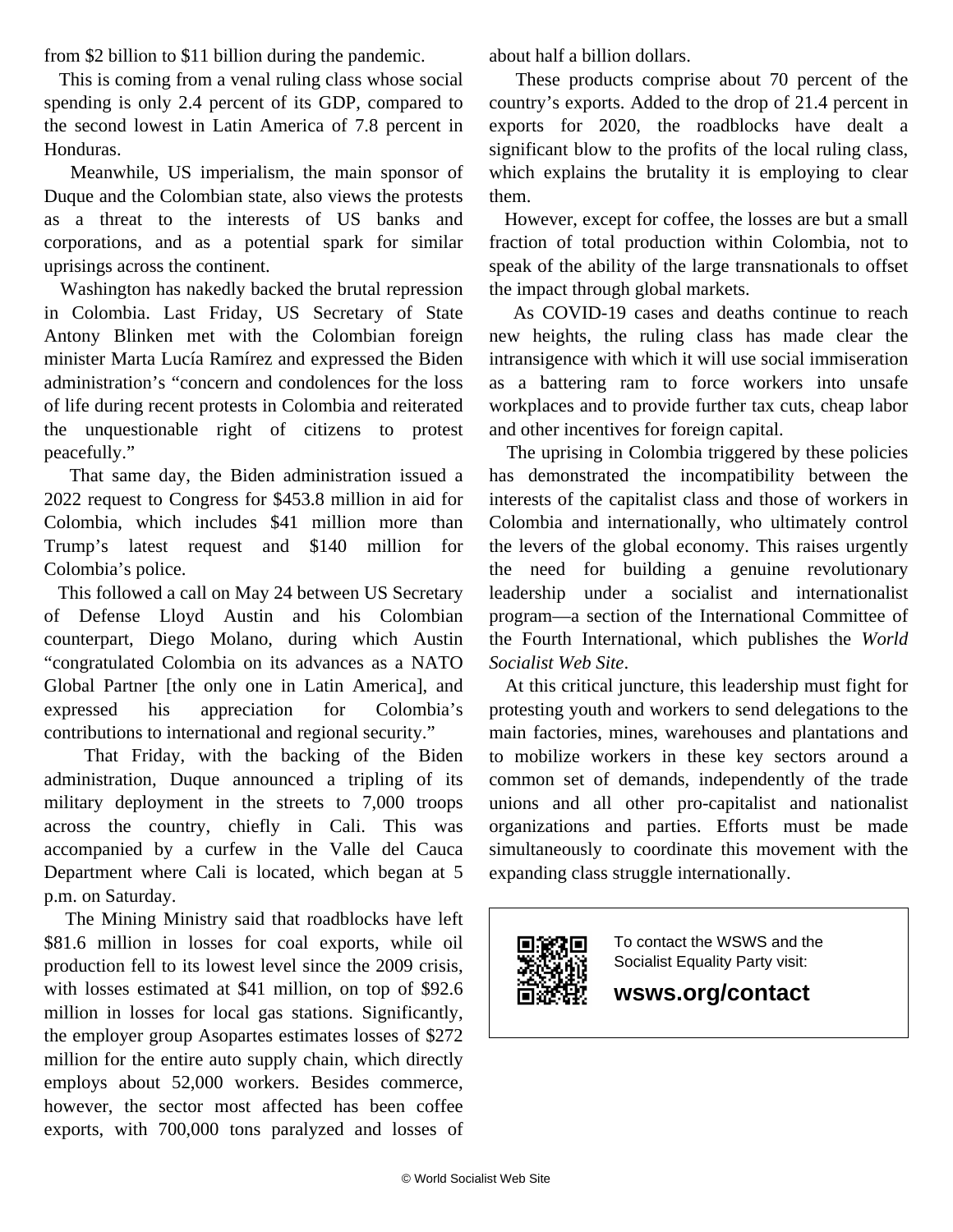from $2 billion to $11 billion during the pandemic.

This is coming from a venal ruling class whose social spending is only 2.4 percent of its GDP, compared to the second lowest in Latin America of 7.8 percent in Honduras.

Meanwhile, US imperialism, the main sponsor of Duque and the Colombian state, also views the protests as a threat to the interests of US banks and corporations, and as a potential spark for similar uprisings across the continent.

Washington has nakedly backed the brutal repression in Colombia. Last Friday, US Secretary of State Antony Blinken met with the Colombian foreign minister Marta Lucía Ramírez and expressed the Biden administration's "concern and condolences for the loss of life during recent protests in Colombia and reiterated the unquestionable right of citizens to protest peacefully."

That same day, the Biden administration issued a 2022 request to Congress for $453.8 million in aid for Colombia, which includes $41 million more than Trump's latest request and $140 million for Colombia's police.

This followed a call on May 24 between US Secretary of Defense Lloyd Austin and his Colombian counterpart, Diego Molano, during which Austin "congratulated Colombia on its advances as a NATO Global Partner [the only one in Latin America], and expressed his appreciation for Colombia's contributions to international and regional security."

That Friday, with the backing of the Biden administration, Duque announced a tripling of its military deployment in the streets to 7,000 troops across the country, chiefly in Cali. This was accompanied by a curfew in the Valle del Cauca Department where Cali is located, which began at 5 p.m. on Saturday.

The Mining Ministry said that roadblocks have left $81.6 million in losses for coal exports, while oil production fell to its lowest level since the 2009 crisis, with losses estimated at $41 million, on top of $92.6 million in losses for local gas stations. Significantly, the employer group Asopartes estimates losses of $272 million for the entire auto supply chain, which directly employs about 52,000 workers. Besides commerce, however, the sector most affected has been coffee exports, with 700,000 tons paralyzed and losses of about half a billion dollars.

These products comprise about 70 percent of the country's exports. Added to the drop of 21.4 percent in exports for 2020, the roadblocks have dealt a significant blow to the profits of the local ruling class, which explains the brutality it is employing to clear them.

However, except for coffee, the losses are but a small fraction of total production within Colombia, not to speak of the ability of the large transnationals to offset the impact through global markets.

As COVID-19 cases and deaths continue to reach new heights, the ruling class has made clear the intransigence with which it will use social immiseration as a battering ram to force workers into unsafe workplaces and to provide further tax cuts, cheap labor and other incentives for foreign capital.

The uprising in Colombia triggered by these policies has demonstrated the incompatibility between the interests of the capitalist class and those of workers in Colombia and internationally, who ultimately control the levers of the global economy. This raises urgently the need for building a genuine revolutionary leadership under a socialist and internationalist program—a section of the International Committee of the Fourth International, which publishes the *World Socialist Web Site*.

At this critical juncture, this leadership must fight for protesting youth and workers to send delegations to the main factories, mines, warehouses and plantations and to mobilize workers in these key sectors around a common set of demands, independently of the trade unions and all other pro-capitalist and nationalist organizations and parties. Efforts must be made simultaneously to coordinate this movement with the expanding class struggle internationally.

To contact the WSWS and the Socialist Equality Party visit:

**wsws.org/contact**